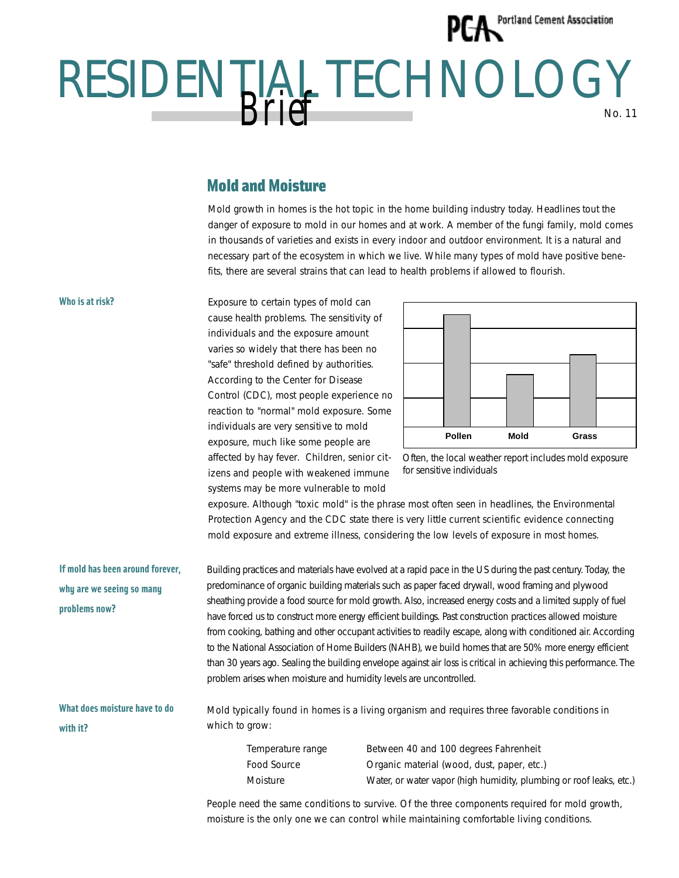PCA Portland Cement Association

# RESIDENTIAL TECHNOLOGY Brief

No. 11

## Mold and Moisture

Mold growth in homes is the hot topic in the home building industry today. Headlines tout the danger of exposure to mold in our homes and at work. A member of the fungi family, mold comes in thousands of varieties and exists in every indoor and outdoor environment. It is a natural and necessary part of the ecosystem in which we live. While many types of mold have positive benefits, there are several strains that can lead to health problems if allowed to flourish.

### Who is at risk?

Exposure to certain types of mold can cause health problems. The sensitivity of individuals and the exposure amount varies so widely that there has been no "safe" threshold defined by authorities. According to the Center for Disease Control (CDC), most people experience no reaction to "normal" mold exposure. Some individuals are very sensitive to mold exposure, much like some people are affected by hay fever. Children, senior citizens and people with weakened immune systems may be more vulnerable to mold exposure. Although "toxic mold" is the phrase most often seen in headlines, the Environmental Protection Agency and the CDC state there is very little current scientific evidence connecting mold exposure and extreme illness, considering the low levels of exposure in most homes.

Pollen | Mold | Grass

Often, the local weather report includes mold exposure for sensitive individuals

### If mold has been around forever, why are we seeing so many problems now?

Building practices and materials have evolved at a rapid pace in the US during the past century. Today, the predominance of organic building materials such as paper faced drywall, wood framing and plywood sheathing provide a food source for mold growth. Also, increased energy costs and a limited supply of fuel have forced us to construct more energy efficient buildings. Past construction practices allowed moisture from cooking, bathing and other occupant activities to readily escape, along with conditioned air. According to the National Association of Home Builders (NAHB), we build homes that are 50% more energy efficient than 30 years ago. Sealing the building envelope against air loss is critical in achieving this performance. The problem arises when moisture and humidity levels are uncontrolled.

### What does moisture have to do with it?

Mold typically found in homes is a living organism and requires three favorable conditions in which to grow:

| | |
|---|---|
| Temperature range | Between 40 and 100 degrees Fahrenheit |
| Food Source | Organic material (wood, dust, paper, etc.) |
| Moisture | Water, or water vapor (high humidity, plumbing or roof leaks, etc.) |

People need the same conditions to survive. Of the three components required for mold growth, moisture is the only one we can control while maintaining comfortable living conditions.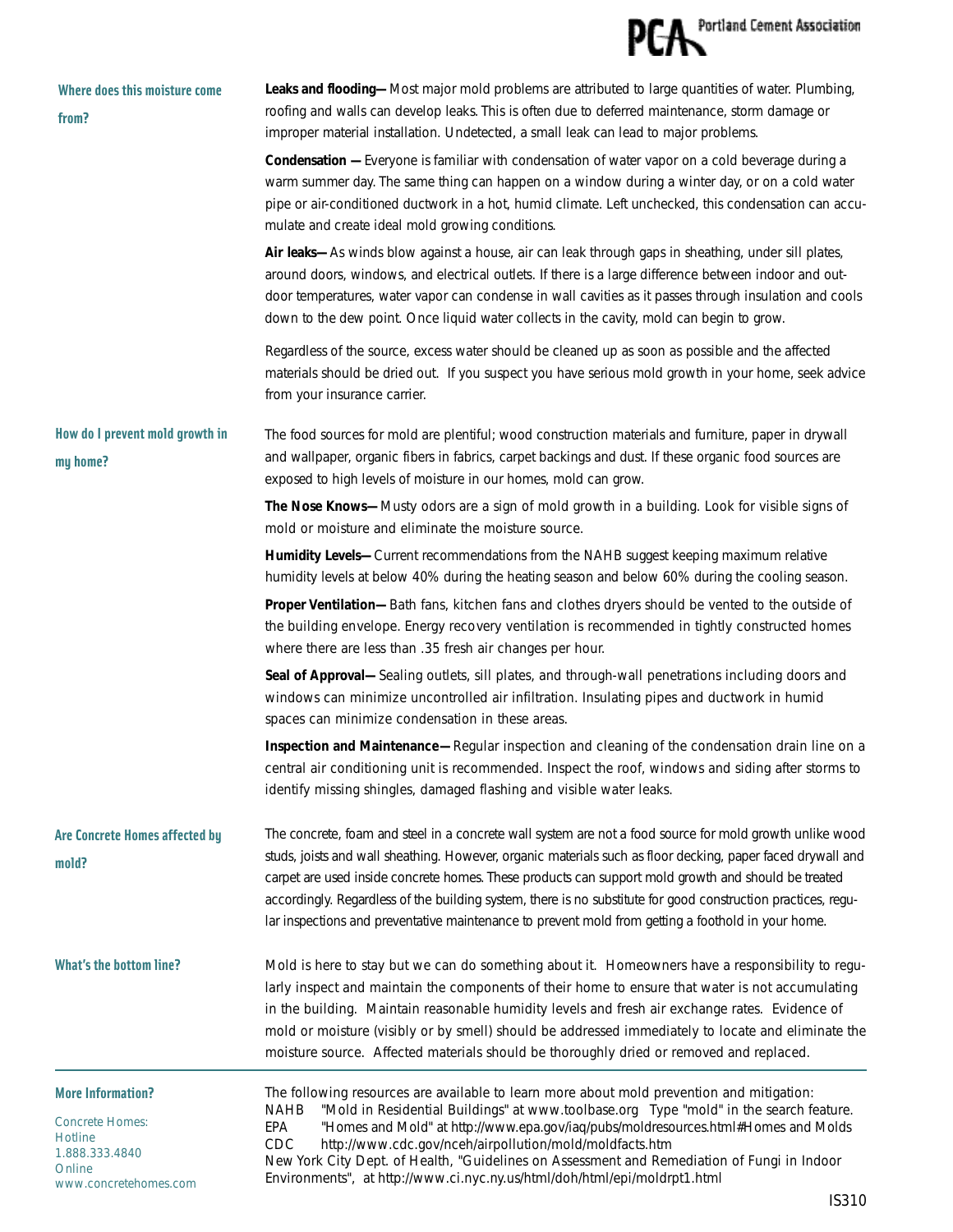## Where does this moisture come from?

**Leaks and flooding—** Most major mold problems are attributed to large quantities of water. Plumbing, roofing and walls can develop leaks. This is often due to deferred maintenance, storm damage or improper material installation. Undetected, a small leak can lead to major problems.

**Condensation —** Everyone is familiar with condensation of water vapor on a cold beverage during a warm summer day. The same thing can happen on a window during a winter day, or on a cold water pipe or air-conditioned ductwork in a hot, humid climate. Left unchecked, this condensation can accumulate and create ideal mold growing conditions.

**Air leaks—** As winds blow against a house, air can leak through gaps in sheathing, under sill plates, around doors, windows, and electrical outlets. If there is a large difference between indoor and outdoor temperatures, water vapor can condense in wall cavities as it passes through insulation and cools down to the dew point. Once liquid water collects in the cavity, mold can begin to grow.

Regardless of the source, excess water should be cleaned up as soon as possible and the affected materials should be dried out. If you suspect you have serious mold growth in your home, seek advice from your insurance carrier.

## How do I prevent mold growth in my home?

The food sources for mold are plentiful; wood construction materials and furniture, paper in drywall and wallpaper, organic fibers in fabrics, carpet backings and dust. If these organic food sources are exposed to high levels of moisture in our homes, mold can grow.

**The Nose Knows—** Musty odors are a sign of mold growth in a building. Look for visible signs of mold or moisture and eliminate the moisture source.

**Humidity Levels—** Current recommendations from the NAHB suggest keeping maximum relative humidity levels at below 40% during the heating season and below 60% during the cooling season.

**Proper Ventilation—** Bath fans, kitchen fans and clothes dryers should be vented to the outside of the building envelope. Energy recovery ventilation is recommended in tightly constructed homes where there are less than .35 fresh air changes per hour.

**Seal of Approval—** Sealing outlets, sill plates, and through-wall penetrations including doors and windows can minimize uncontrolled air infiltration. Insulating pipes and ductwork in humid spaces can minimize condensation in these areas.

**Inspection and Maintenance—** Regular inspection and cleaning of the condensation drain line on a central air conditioning unit is recommended. Inspect the roof, windows and siding after storms to identify missing shingles, damaged flashing and visible water leaks.

## Are Concrete Homes affected by mold?

The concrete, foam and steel in a concrete wall system are not a food source for mold growth unlike wood studs, joists and wall sheathing. However, organic materials such as floor decking, paper faced drywall and carpet are used inside concrete homes. These products can support mold growth and should be treated accordingly. Regardless of the building system, there is no substitute for good construction practices, regular inspections and preventative maintenance to prevent mold from getting a foothold in your home.

## What's the bottom line?

Mold is here to stay but we can do something about it. Homeowners have a responsibility to regularly inspect and maintain the components of their home to ensure that water is not accumulating in the building. Maintain reasonable humidity levels and fresh air exchange rates. Evidence of mold or moisture (visibly or by smell) should be addressed immediately to locate and eliminate the moisture source. Affected materials should be thoroughly dried or removed and replaced.

## More Information?

Concrete Homes:
Hotline
1.888.333.4840
Online
www.concretehomes.com

The following resources are available to learn more about mold prevention and mitigation:

NAHB "Mold in Residential Buildings" at www.toolbase.org Type "mold" in the search feature.
EPA "Homes and Mold" at http://www.epa.gov/iaq/pubs/moldresources.html#Homes and Molds
CDC http://www.cdc.gov/nceh/airpollution/mold/moldfacts.htm
New York City Dept. of Health, "Guidelines on Assessment and Remediation of Fungi in Indoor Environments", at http://www.ci.nyc.ny.us/html/doh/html/epi/moldrpt1.html

IS310